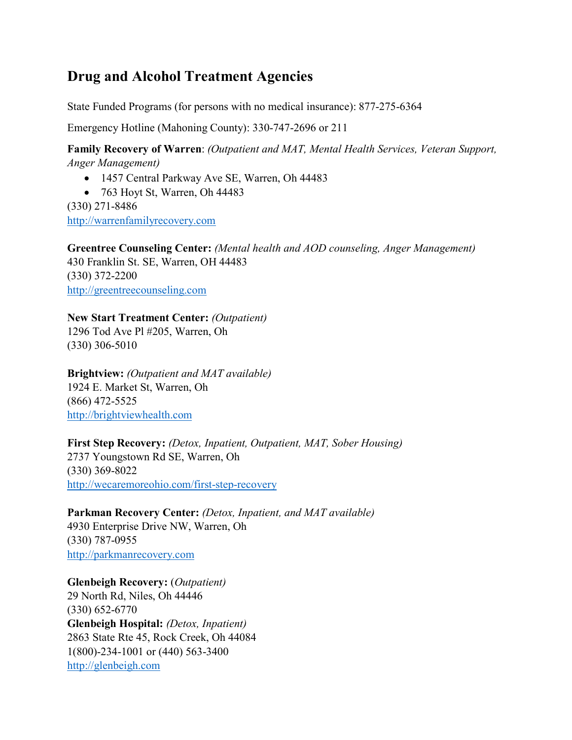## Drug and Alcohol Treatment Agencies

State Funded Programs (for persons with no medical insurance): 877-275-6364

Emergency Hotline (Mahoning County): 330-747-2696 or 211

**Family Recovery of Warren**: *(Outpatient and MAT, Mental Health Services, Veteran Support, Anger Management)*

- 1457 Central Parkway Ave SE, Warren, Oh 44483
- 763 Hoyt St, Warren, Oh 44483

(330) 271-8486
http://warrenfamilyrecovery.com

**Greentree Counseling Center:** *(Mental health and AOD counseling, Anger Management)*
430 Franklin St. SE, Warren, OH 44483
(330) 372-2200
http://greentreecounseling.com

**New Start Treatment Center:** *(Outpatient)*
1296 Tod Ave Pl #205, Warren, Oh
(330) 306-5010

**Brightview:** *(Outpatient and MAT available)*
1924 E. Market St, Warren, Oh
(866) 472-5525
http://brightviewhealth.com

**First Step Recovery:** *(Detox, Inpatient, Outpatient, MAT, Sober Housing)*
2737 Youngstown Rd SE, Warren, Oh
(330) 369-8022
http://wecaremoreohio.com/first-step-recovery

**Parkman Recovery Center:** *(Detox, Inpatient, and MAT available)*
4930 Enterprise Drive NW, Warren, Oh
(330) 787-0955
http://parkmanrecovery.com

**Glenbeigh Recovery:** (*Outpatient)*
29 North Rd, Niles, Oh 44446
(330) 652-6770
**Glenbeigh Hospital:** *(Detox, Inpatient)*
2863 State Rte 45, Rock Creek, Oh 44084
1(800)-234-1001 or (440) 563-3400
http://glenbeigh.com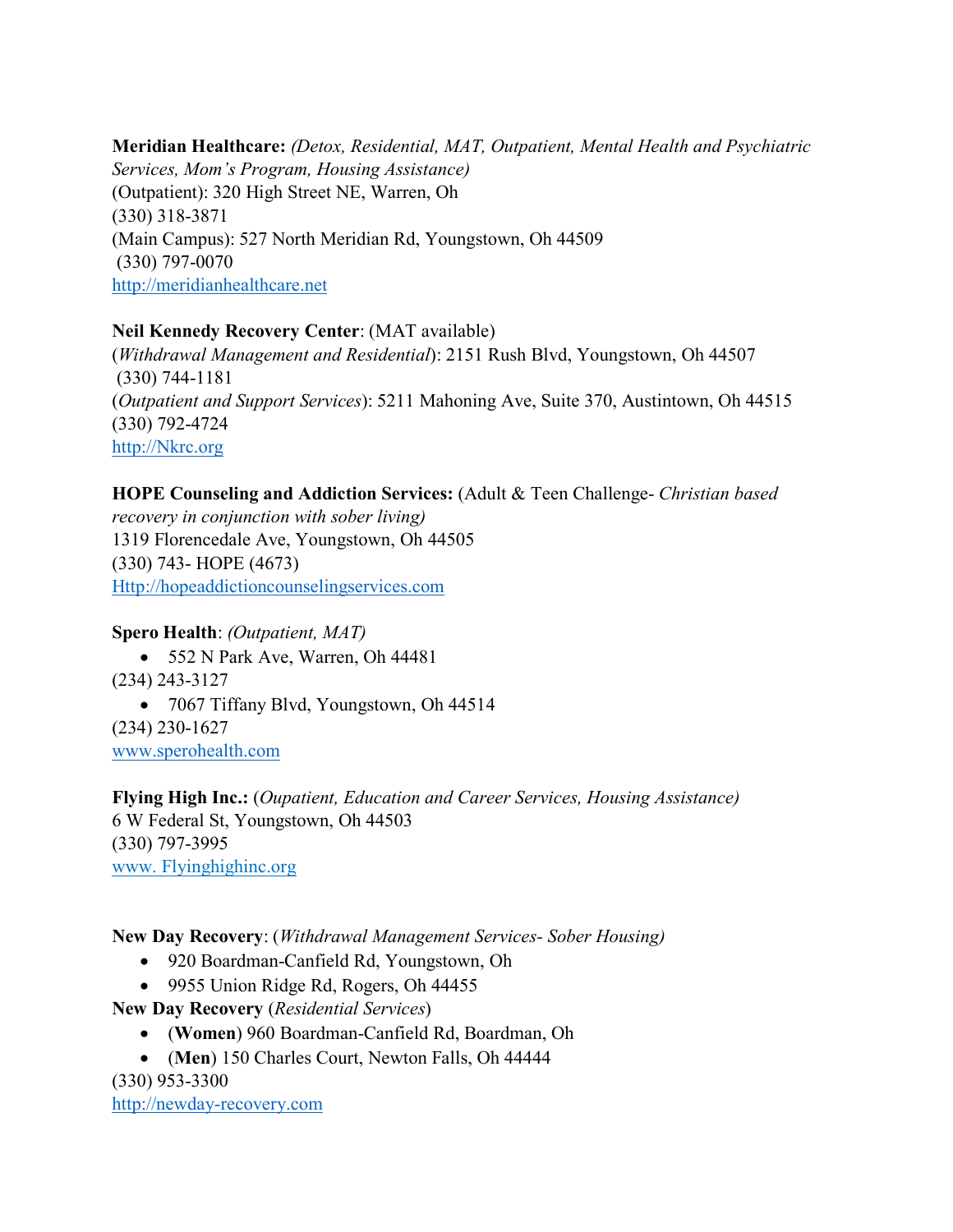**Meridian Healthcare:** *(Detox, Residential, MAT, Outpatient, Mental Health and Psychiatric Services, Mom's Program, Housing Assistance)*
(Outpatient): 320 High Street NE, Warren, Oh
(330) 318-3871
(Main Campus): 527 North Meridian Rd, Youngstown, Oh 44509
(330) 797-0070
http://meridianhealthcare.net

**Neil Kennedy Recovery Center**: (MAT available)
(*Withdrawal Management and Residential*): 2151 Rush Blvd, Youngstown, Oh 44507
(330) 744-1181
(*Outpatient and Support Services*): 5211 Mahoning Ave, Suite 370, Austintown, Oh 44515
(330) 792-4724
http://Nkrc.org

**HOPE Counseling and Addiction Services:** (Adult & Teen Challenge- *Christian based recovery in conjunction with sober living)*
1319 Florencedale Ave, Youngstown, Oh 44505
(330) 743- HOPE (4673)
Http://hopeaddictioncounselingservices.com

**Spero Health**: *(Outpatient, MAT)*

- 552 N Park Ave, Warren, Oh 44481

(234) 243-3127

- 7067 Tiffany Blvd, Youngstown, Oh 44514

(234) 230-1627
www.sperohealth.com

**Flying High Inc.:** (*Oupatient, Education and Career Services, Housing Assistance)*
6 W Federal St, Youngstown, Oh 44503
(330) 797-3995
www. Flyinghighinc.org

**New Day Recovery**: (*Withdrawal Management Services- Sober Housing)*

- 920 Boardman-Canfield Rd, Youngstown, Oh
- 9955 Union Ridge Rd, Rogers, Oh 44455

**New Day Recovery** (*Residential Services*)

- (**Women**) 960 Boardman-Canfield Rd, Boardman, Oh
- (**Men**) 150 Charles Court, Newton Falls, Oh 44444

(330) 953-3300
http://newday-recovery.com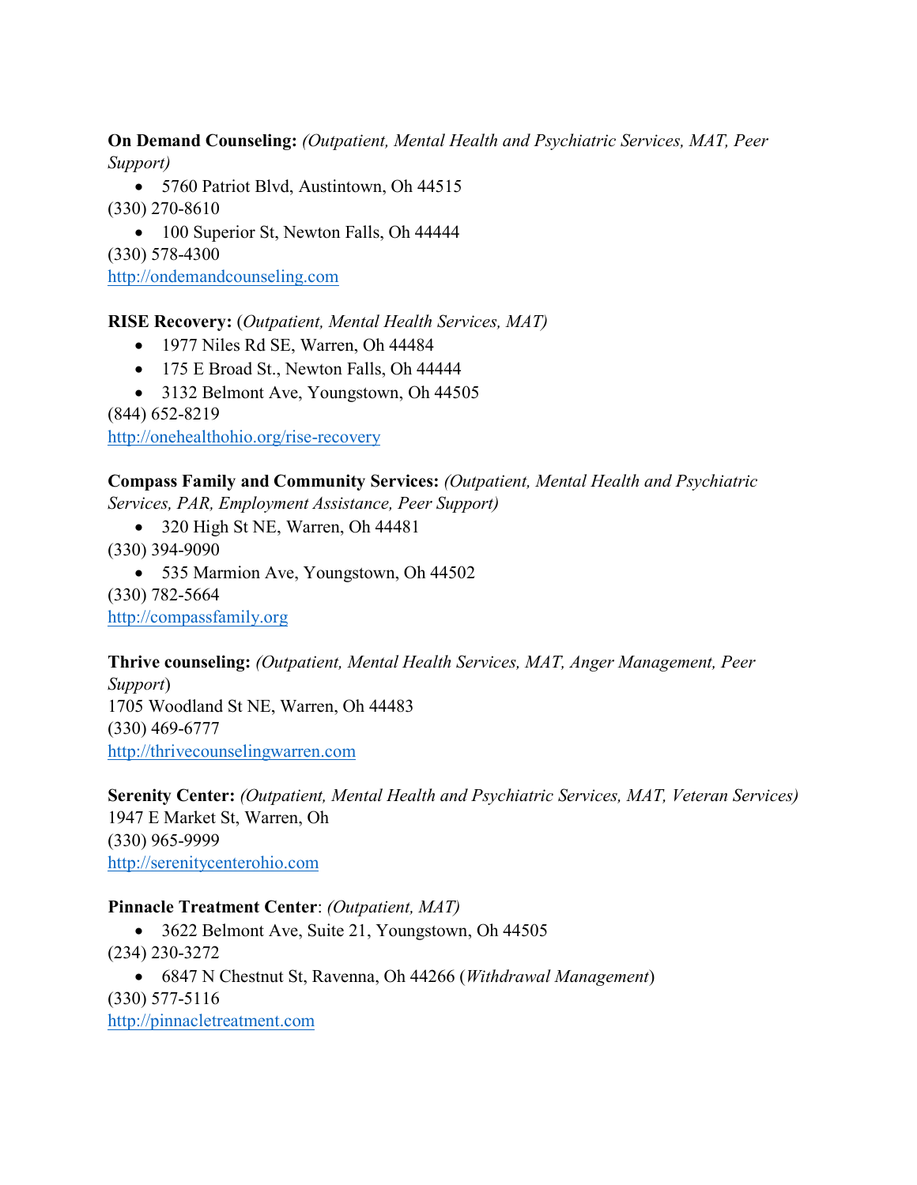**On Demand Counseling:** *(Outpatient, Mental Health and Psychiatric Services, MAT, Peer Support)*

- 5760 Patriot Blvd, Austintown, Oh 44515

(330) 270-8610

- 100 Superior St, Newton Falls, Oh 44444

(330) 578-4300

http://ondemandcounseling.com

**RISE Recovery:** (*Outpatient, Mental Health Services, MAT)*

- 1977 Niles Rd SE, Warren, Oh 44484
- 175 E Broad St., Newton Falls, Oh 44444
- 3132 Belmont Ave, Youngstown, Oh 44505

(844) 652-8219

http://onehealthohio.org/rise-recovery

**Compass Family and Community Services:** *(Outpatient, Mental Health and Psychiatric Services, PAR, Employment Assistance, Peer Support)*

- 320 High St NE, Warren, Oh 44481

(330) 394-9090

- 535 Marmion Ave, Youngstown, Oh 44502

(330) 782-5664

http://compassfamily.org

**Thrive counseling:** *(Outpatient, Mental Health Services, MAT, Anger Management, Peer Support*)

1705 Woodland St NE, Warren, Oh 44483

(330) 469-6777

http://thrivecounselingwarren.com

**Serenity Center:** *(Outpatient, Mental Health and Psychiatric Services, MAT, Veteran Services)*

1947 E Market St, Warren, Oh

(330) 965-9999

http://serenitycenterohio.com

**Pinnacle Treatment Center**: *(Outpatient, MAT)*

- 3622 Belmont Ave, Suite 21, Youngstown, Oh 44505

(234) 230-3272

- 6847 N Chestnut St, Ravenna, Oh 44266 (*Withdrawal Management*)

(330) 577-5116

http://pinnacletreatment.com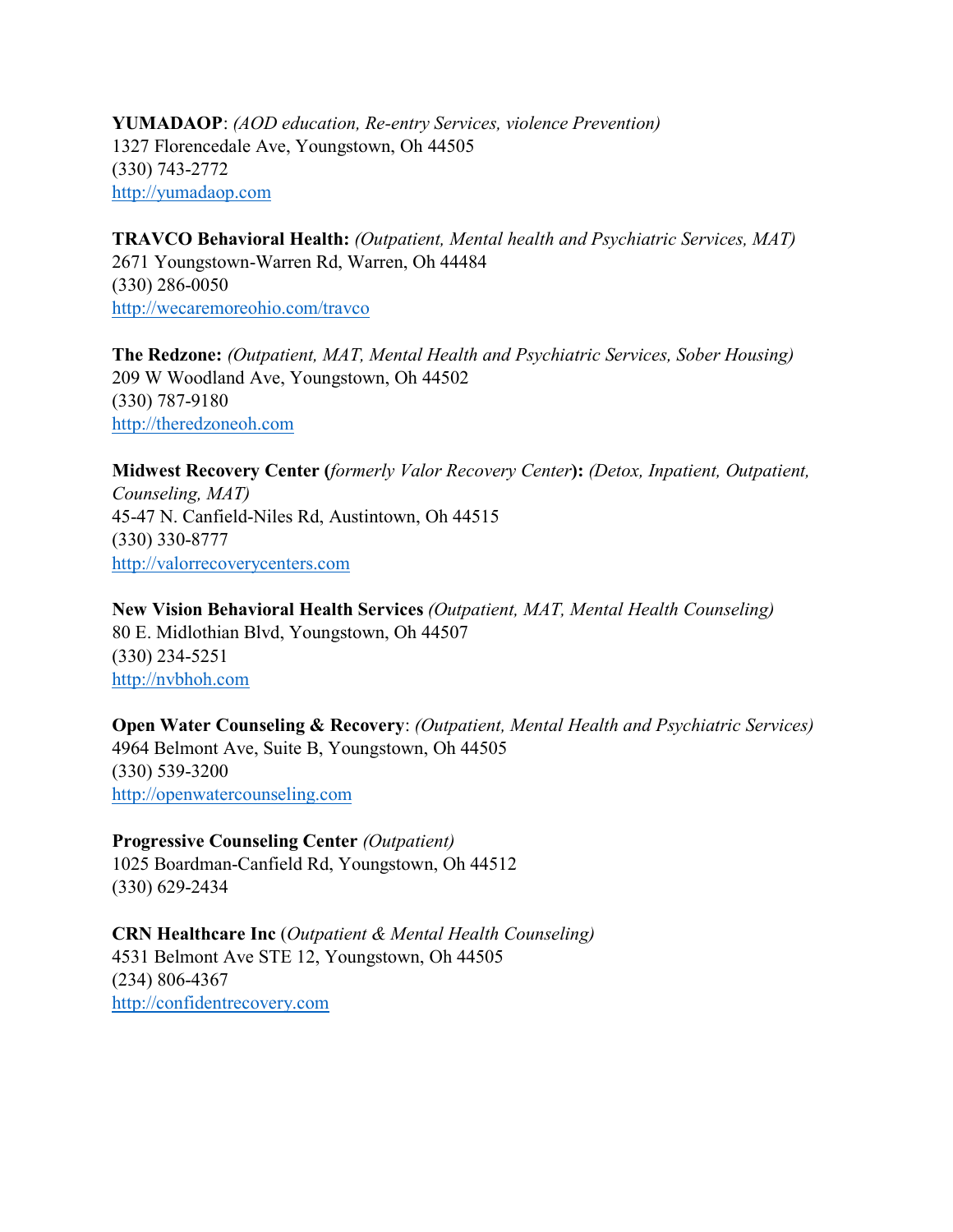**YUMADAOP**: *(AOD education, Re-entry Services, violence Prevention)*
1327 Florencedale Ave, Youngstown, Oh 44505
(330) 743-2772
http://yumadaop.com

**TRAVCO Behavioral Health:** *(Outpatient, Mental health and Psychiatric Services, MAT)*
2671 Youngstown-Warren Rd, Warren, Oh 44484
(330) 286-0050
http://wecaremoreohio.com/travco

**The Redzone:** *(Outpatient, MAT, Mental Health and Psychiatric Services, Sober Housing)*
209 W Woodland Ave, Youngstown, Oh 44502
(330) 787-9180
http://theredzoneoh.com

**Midwest Recovery Center (***formerly Valor Recovery Center***):** *(Detox, Inpatient, Outpatient, Counseling, MAT)*
45-47 N. Canfield-Niles Rd, Austintown, Oh 44515
(330) 330-8777
http://valorrecoverycenters.com

**New Vision Behavioral Health Services** *(Outpatient, MAT, Mental Health Counseling)*
80 E. Midlothian Blvd, Youngstown, Oh 44507
(330) 234-5251
http://nvbhoh.com

**Open Water Counseling & Recovery**: *(Outpatient, Mental Health and Psychiatric Services)*
4964 Belmont Ave, Suite B, Youngstown, Oh 44505
(330) 539-3200
http://openwatercounseling.com

**Progressive Counseling Center** *(Outpatient)*
1025 Boardman-Canfield Rd, Youngstown, Oh 44512
(330) 629-2434

**CRN Healthcare Inc** (*Outpatient & Mental Health Counseling)*
4531 Belmont Ave STE 12, Youngstown, Oh 44505
(234) 806-4367
http://confidentrecovery.com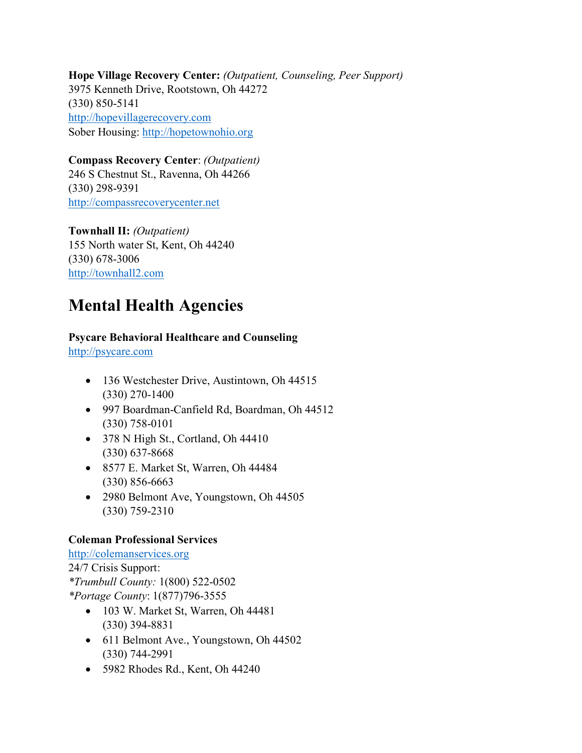**Hope Village Recovery Center:** *(Outpatient, Counseling, Peer Support)*
3975 Kenneth Drive, Rootstown, Oh 44272
(330) 850-5141
http://hopevillagerecovery.com
Sober Housing: http://hopetownohio.org

**Compass Recovery Center**: *(Outpatient)*
246 S Chestnut St., Ravenna, Oh 44266
(330) 298-9391
http://compassrecoverycenter.net

**Townhall II:** *(Outpatient)*
155 North water St, Kent, Oh 44240
(330) 678-3006
http://townhall2.com

# Mental Health Agencies

**Psycare Behavioral Healthcare and Counseling**
http://psycare.com

- 136 Westchester Drive, Austintown, Oh 44515
  (330) 270-1400
- 997 Boardman-Canfield Rd, Boardman, Oh 44512
  (330) 758-0101
- 378 N High St., Cortland, Oh 44410
  (330) 637-8668
- 8577 E. Market St, Warren, Oh 44484
  (330) 856-6663
- 2980 Belmont Ave, Youngstown, Oh 44505
  (330) 759-2310

**Coleman Professional Services**
http://colemanservices.org
24/7 Crisis Support:
*\*Trumbull County:* 1(800) 522-0502
*\*Portage County*: 1(877)796-3555

- 103 W. Market St, Warren, Oh 44481
  (330) 394-8831
- 611 Belmont Ave., Youngstown, Oh 44502
  (330) 744-2991
- 5982 Rhodes Rd., Kent, Oh 44240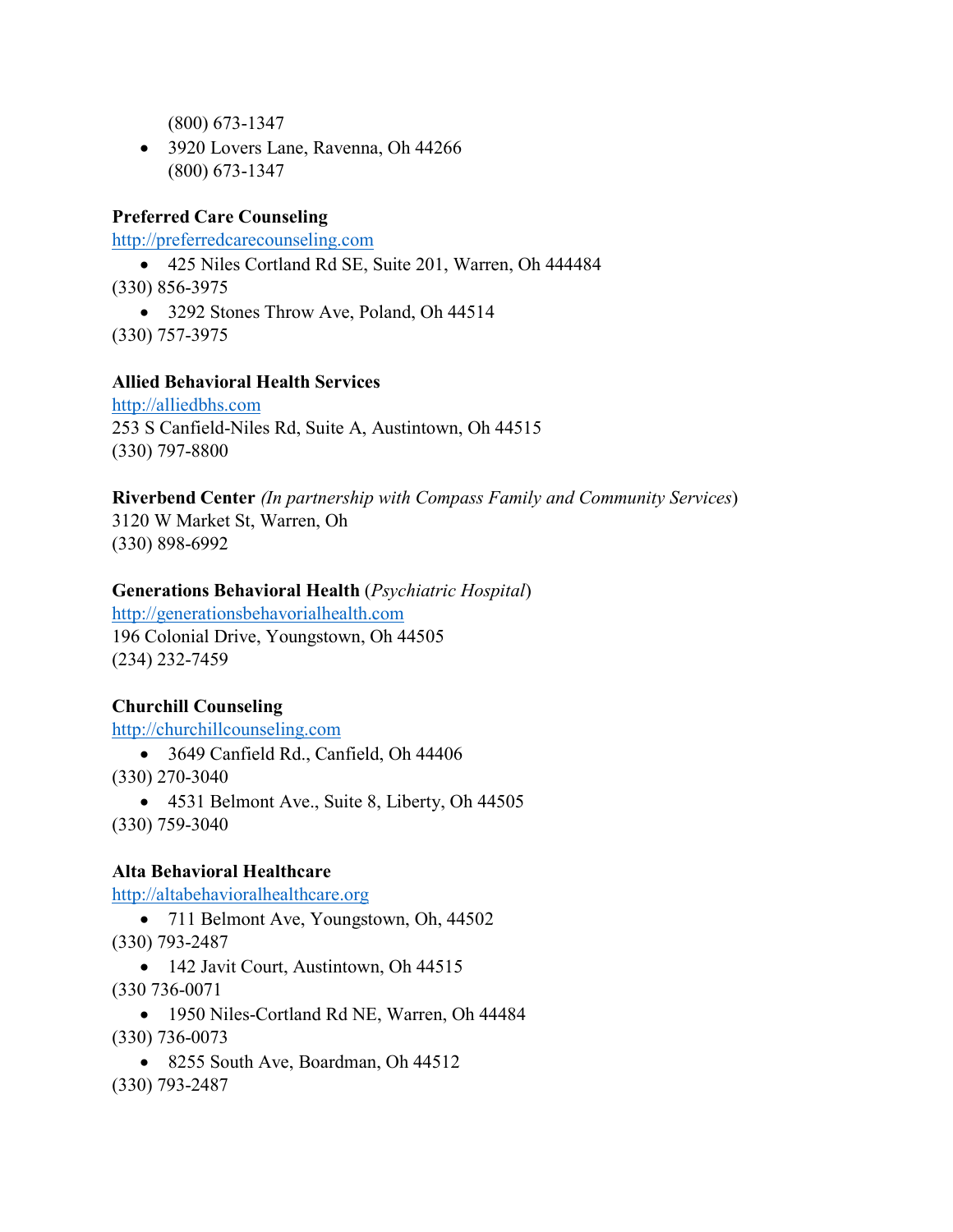(800) 673-1347

- 3920 Lovers Lane, Ravenna, Oh 44266
  (800) 673-1347

**Preferred Care Counseling**
http://preferredcarecounseling.com

- 425 Niles Cortland Rd SE, Suite 201, Warren, Oh 444484

(330) 856-3975

- 3292 Stones Throw Ave, Poland, Oh 44514

(330) 757-3975

**Allied Behavioral Health Services**
http://alliedbhs.com
253 S Canfield-Niles Rd, Suite A, Austintown, Oh 44515
(330) 797-8800

**Riverbend Center** *(In partnership with Compass Family and Community Services)*
3120 W Market St, Warren, Oh
(330) 898-6992

**Generations Behavioral Health** (*Psychiatric Hospital*)
http://generationsbehavorialhealth.com
196 Colonial Drive, Youngstown, Oh 44505
(234) 232-7459

**Churchill Counseling**
http://churchillcounseling.com

- 3649 Canfield Rd., Canfield, Oh 44406

(330) 270-3040

- 4531 Belmont Ave., Suite 8, Liberty, Oh 44505

(330) 759-3040

**Alta Behavioral Healthcare**
http://altabehavioralhealthcare.org

- 711 Belmont Ave, Youngstown, Oh, 44502

(330) 793-2487

- 142 Javit Court, Austintown, Oh 44515

(330 736-0071

- 1950 Niles-Cortland Rd NE, Warren, Oh 44484

(330) 736-0073

- 8255 South Ave, Boardman, Oh 44512

(330) 793-2487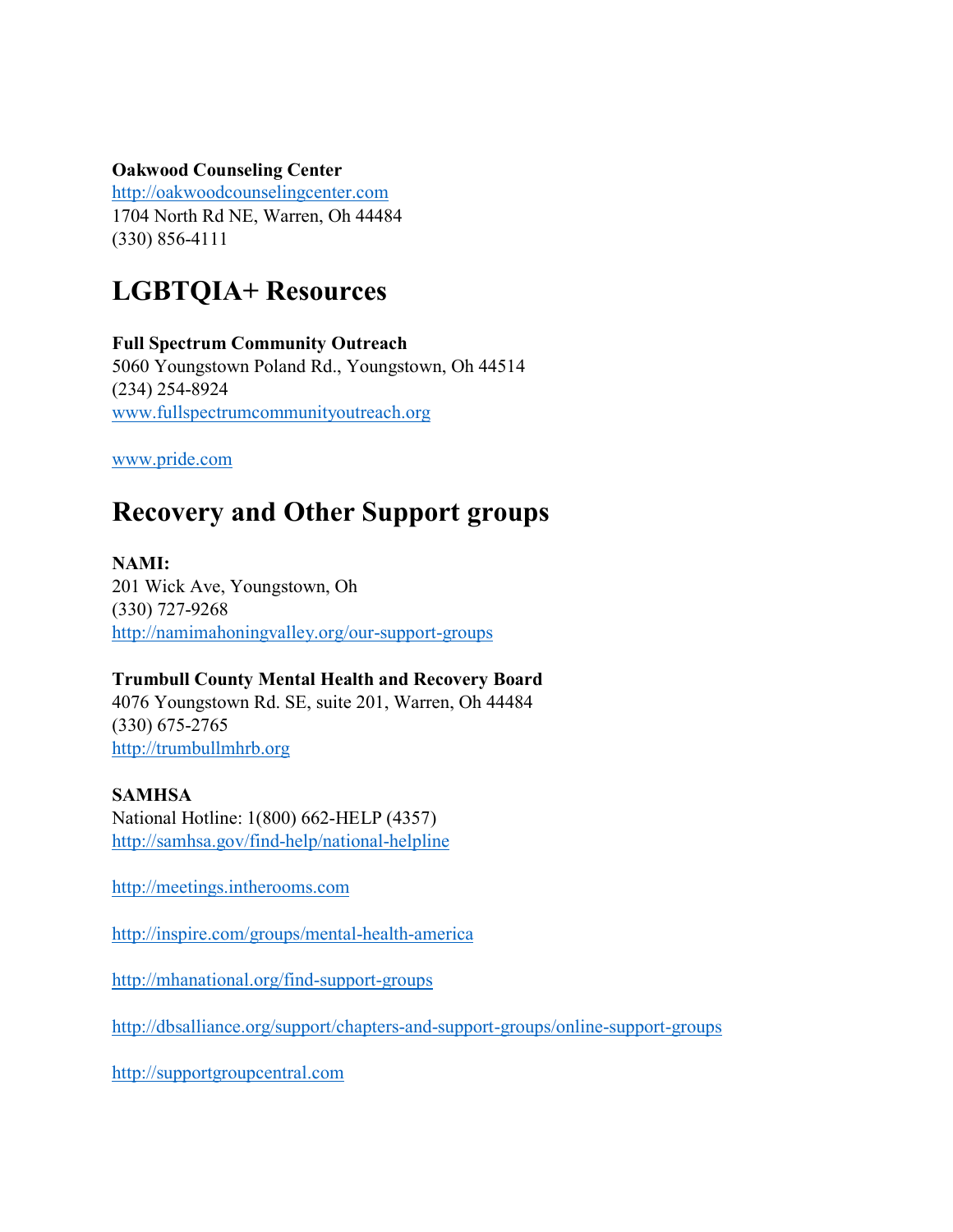**Oakwood Counseling Center**
http://oakwoodcounselingcenter.com
1704 North Rd NE, Warren, Oh 44484
(330) 856-4111

# LGBTQIA+ Resources

**Full Spectrum Community Outreach**
5060 Youngstown Poland Rd., Youngstown, Oh 44514
(234) 254-8924
www.fullspectrumcommunityoutreach.org

www.pride.com

# Recovery and Other Support groups

**NAMI:**
201 Wick Ave, Youngstown, Oh
(330) 727-9268
http://namimahoningvalley.org/our-support-groups

**Trumbull County Mental Health and Recovery Board**
4076 Youngstown Rd. SE, suite 201, Warren, Oh 44484
(330) 675-2765
http://trumbullmhrb.org

**SAMHSA**
National Hotline: 1(800) 662-HELP (4357)
http://samhsa.gov/find-help/national-helpline

http://meetings.intherooms.com

http://inspire.com/groups/mental-health-america

http://mhanational.org/find-support-groups

http://dbsalliance.org/support/chapters-and-support-groups/online-support-groups

http://supportgroupcentral.com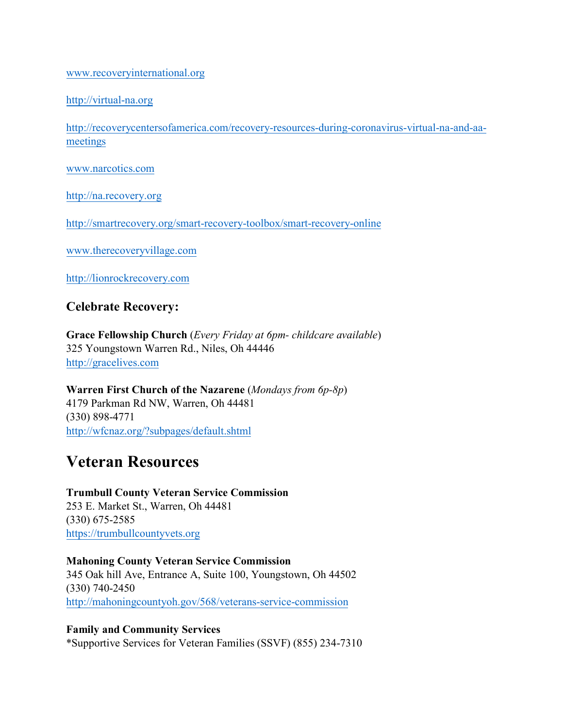www.recoveryinternational.org

http://virtual-na.org

http://recoverycentersofamerica.com/recovery-resources-during-coronavirus-virtual-na-and-aa-meetings

www.narcotics.com

http://na.recovery.org

http://smartrecovery.org/smart-recovery-toolbox/smart-recovery-online

www.therecoveryvillage.com

http://lionrockrecovery.com

### Celebrate Recovery:

**Grace Fellowship Church** (*Every Friday at 6pm- childcare available*)
325 Youngstown Warren Rd., Niles, Oh 44446
http://gracelives.com

**Warren First Church of the Nazarene** (*Mondays from 6p-8p*)
4179 Parkman Rd NW, Warren, Oh 44481
(330) 898-4771
http://wfcnaz.org/?subpages/default.shtml

# Veteran Resources

**Trumbull County Veteran Service Commission**
253 E. Market St., Warren, Oh 44481
(330) 675-2585
https://trumbullcountyvets.org

**Mahoning County Veteran Service Commission**
345 Oak hill Ave, Entrance A, Suite 100, Youngstown, Oh 44502
(330) 740-2450
http://mahoningcountyoh.gov/568/veterans-service-commission

**Family and Community Services**
*Supportive Services for Veteran Families (SSVF) (855) 234-7310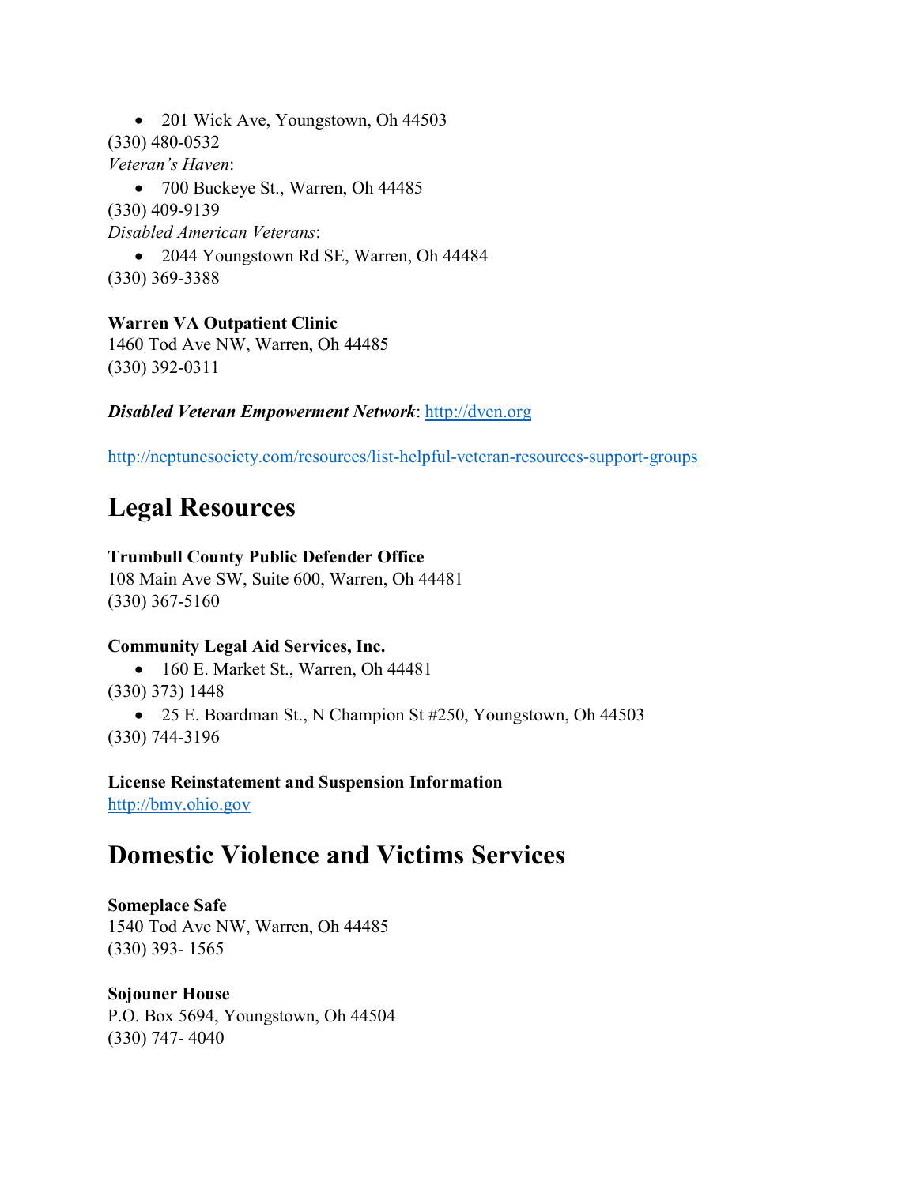- 201 Wick Ave, Youngstown, Oh 44503

(330) 480-0532

*Veteran's Haven*:

- 700 Buckeye St., Warren, Oh 44485

(330) 409-9139

*Disabled American Veterans*:

- 2044 Youngstown Rd SE, Warren, Oh 44484

(330) 369-3388

**Warren VA Outpatient Clinic**
1460 Tod Ave NW, Warren, Oh 44485
(330) 392-0311

***Disabled Veteran Empowerment Network***: [http://dven.org](http://dven.org)

[http://neptunesociety.com/resources/list-helpful-veteran-resources-support-groups](http://neptunesociety.com/resources/list-helpful-veteran-resources-support-groups)

## Legal Resources

**Trumbull County Public Defender Office**
108 Main Ave SW, Suite 600, Warren, Oh 44481
(330) 367-5160

**Community Legal Aid Services, Inc.**

- 160 E. Market St., Warren, Oh 44481

(330) 373) 1448

- 25 E. Boardman St., N Champion St #250, Youngstown, Oh 44503

(330) 744-3196

**License Reinstatement and Suspension Information**
[http://bmv.ohio.gov](http://bmv.ohio.gov)

## Domestic Violence and Victims Services

**Someplace Safe**
1540 Tod Ave NW, Warren, Oh 44485
(330) 393- 1565

**Sojouner House**
P.O. Box 5694, Youngstown, Oh 44504
(330) 747- 4040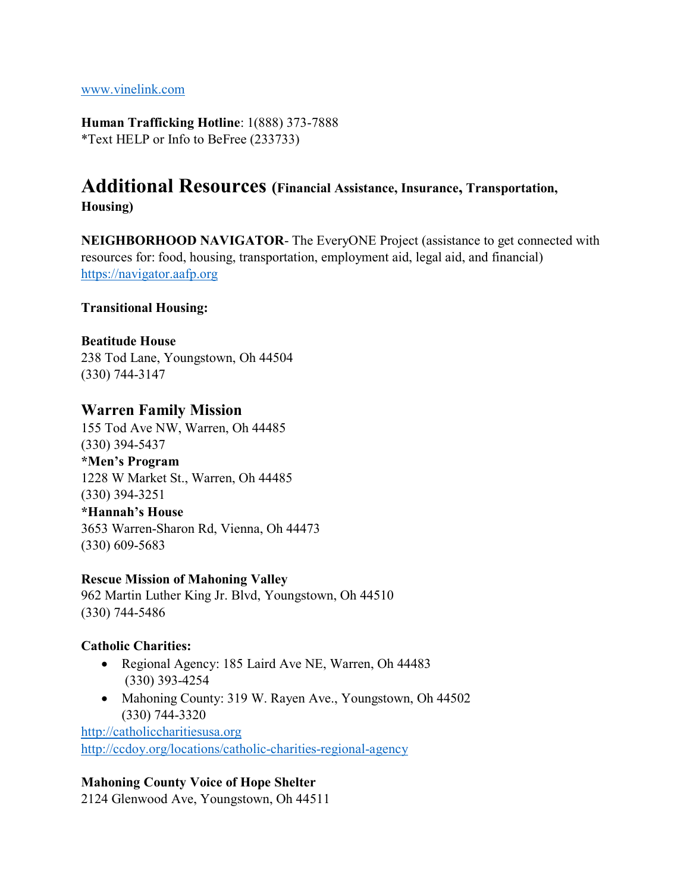www.vinelink.com

**Human Trafficking Hotline**: 1(888) 373-7888
*Text HELP or Info to BeFree (233733)

## Additional Resources (Financial Assistance, Insurance, Transportation, Housing)

**NEIGHBORHOOD NAVIGATOR**- The EveryONE Project (assistance to get connected with resources for: food, housing, transportation, employment aid, legal aid, and financial)
https://navigator.aafp.org

**Transitional Housing:**

**Beatitude House**
238 Tod Lane, Youngstown, Oh 44504
(330) 744-3147

### Warren Family Mission
155 Tod Ave NW, Warren, Oh 44485
(330) 394-5437
***Men's Program**
1228 W Market St., Warren, Oh 44485
(330) 394-3251
***Hannah's House**
3653 Warren-Sharon Rd, Vienna, Oh 44473
(330) 609-5683

**Rescue Mission of Mahoning Valley**
962 Martin Luther King Jr. Blvd, Youngstown, Oh 44510
(330) 744-5486

**Catholic Charities:**

- Regional Agency: 185 Laird Ave NE, Warren, Oh 44483
  (330) 393-4254
- Mahoning County: 319 W. Rayen Ave., Youngstown, Oh 44502
  (330) 744-3320

http://catholiccharitiesusa.org
http://ccdoy.org/locations/catholic-charities-regional-agency

**Mahoning County Voice of Hope Shelter**
2124 Glenwood Ave, Youngstown, Oh 44511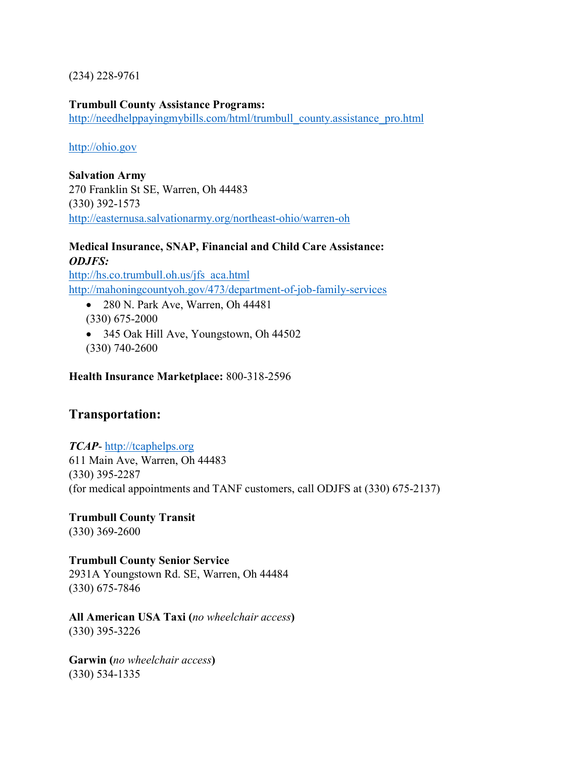(234) 228-9761

**Trumbull County Assistance Programs:**
http://needhelppayingmybills.com/html/trumbull_county.assistance_pro.html

http://ohio.gov

**Salvation Army**
270 Franklin St SE, Warren, Oh 44483
(330) 392-1573
http://easternusa.salvationarmy.org/northeast-ohio/warren-oh

**Medical Insurance, SNAP, Financial and Child Care Assistance:**
***ODJFS:***
http://hs.co.trumbull.oh.us/jfs_aca.html
http://mahoningcountyoh.gov/473/department-of-job-family-services

- 280 N. Park Ave, Warren, Oh 44481
  (330) 675-2000
- 345 Oak Hill Ave, Youngstown, Oh 44502
  (330) 740-2600

**Health Insurance Marketplace:** 800-318-2596

## Transportation:

***TCAP***- http://tcaphelps.org
611 Main Ave, Warren, Oh 44483
(330) 395-2287
(for medical appointments and TANF customers, call ODJFS at (330) 675-2137)

**Trumbull County Transit**
(330) 369-2600

**Trumbull County Senior Service**
2931A Youngstown Rd. SE, Warren, Oh 44484
(330) 675-7846

**All American USA Taxi (***no wheelchair access***)**
(330) 395-3226

**Garwin (***no wheelchair access***)**
(330) 534-1335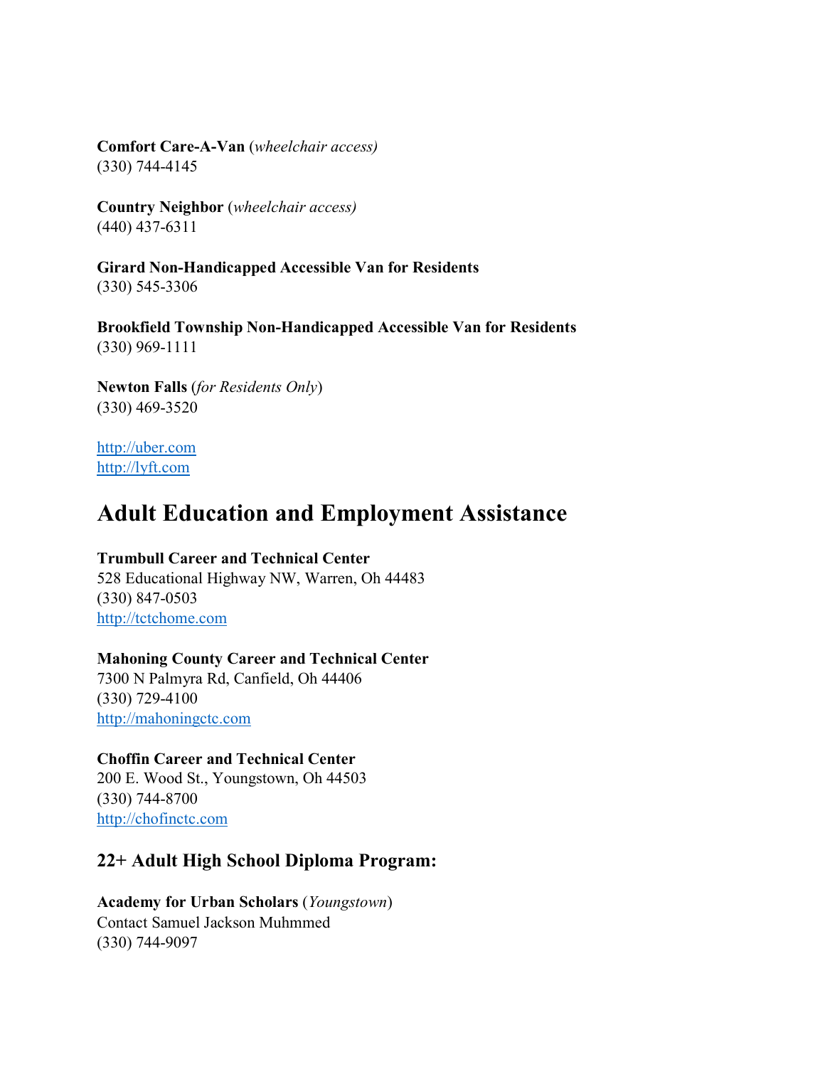**Comfort Care-A-Van** (*wheelchair access)*
(330) 744-4145

**Country Neighbor** (*wheelchair access)*
(440) 437-6311

**Girard Non-Handicapped Accessible Van for Residents**
(330) 545-3306

**Brookfield Township Non-Handicapped Accessible Van for Residents**
(330) 969-1111

**Newton Falls** (*for Residents Only*)
(330) 469-3520

http://uber.com
http://lyft.com

# Adult Education and Employment Assistance

**Trumbull Career and Technical Center**
528 Educational Highway NW, Warren, Oh 44483
(330) 847-0503
http://tctchome.com

**Mahoning County Career and Technical Center**
7300 N Palmyra Rd, Canfield, Oh 44406
(330) 729-4100
http://mahoningctc.com

**Choffin Career and Technical Center**
200 E. Wood St., Youngstown, Oh 44503
(330) 744-8700
http://chofinctc.com

## 22+ Adult High School Diploma Program:

**Academy for Urban Scholars** (*Youngstown*)
Contact Samuel Jackson Muhmmed
(330) 744-9097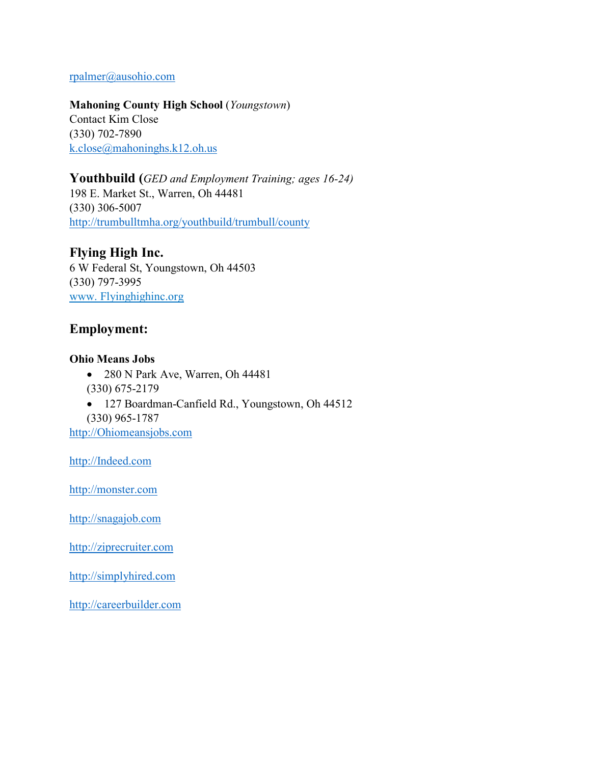rpalmer@ausohio.com

**Mahoning County High School** (*Youngstown*)
Contact Kim Close
(330) 702-7890
k.close@mahoninghs.k12.oh.us

### Youthbuild (*GED and Employment Training; ages 16-24)*
198 E. Market St., Warren, Oh 44481
(330) 306-5007
http://trumbulltmha.org/youthbuild/trumbull/county

### Flying High Inc.
6 W Federal St, Youngstown, Oh 44503
(330) 797-3995
www. Flyinghighinc.org

## Employment:

**Ohio Means Jobs**

- 280 N Park Ave, Warren, Oh 44481
  (330) 675-2179
- 127 Boardman-Canfield Rd., Youngstown, Oh 44512
  (330) 965-1787

http://Ohiomeansjobs.com

http://Indeed.com

http://monster.com

http://snagajob.com

http://ziprecruiter.com

http://simplyhired.com

http://careerbuilder.com